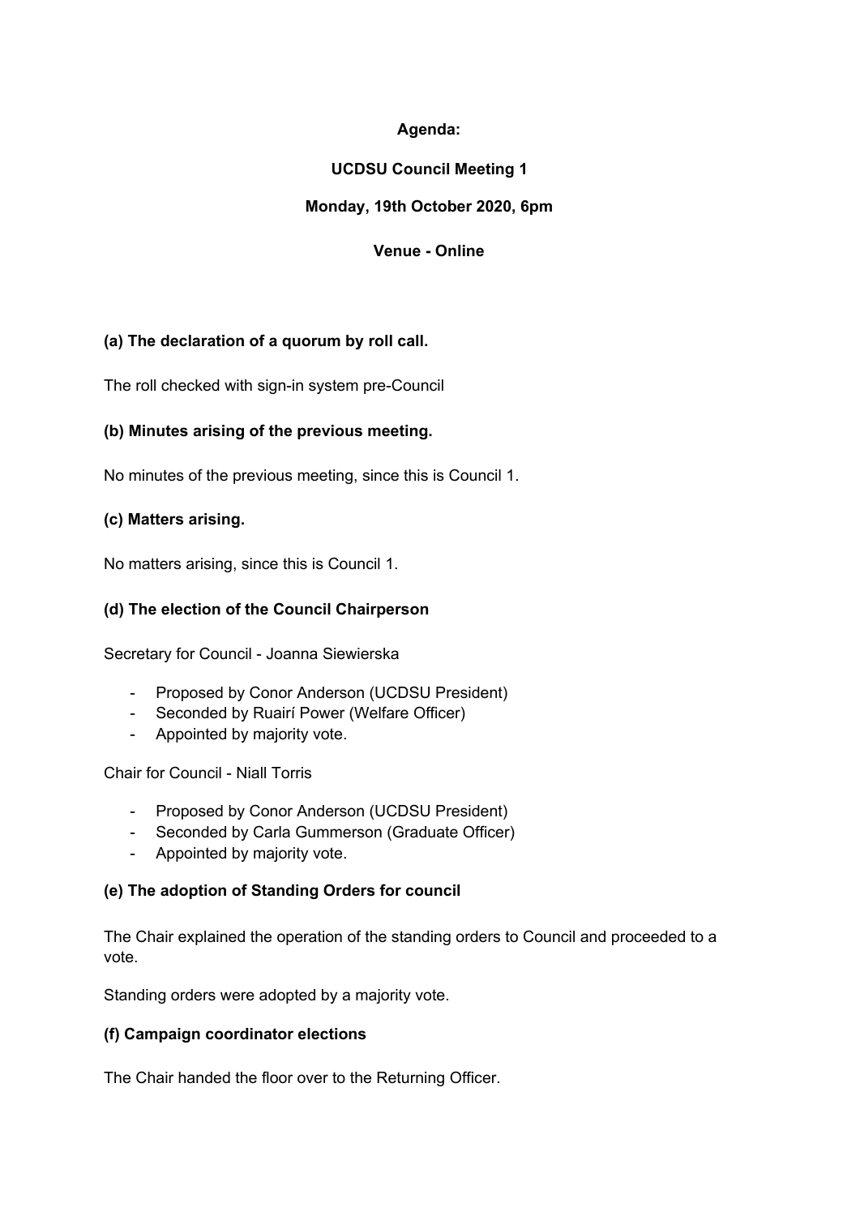# Agenda:

## UCDSU Council Meeting 1

### Monday, 19th October 2020, 6pm

### Venue - Online

**(a) The declaration of a quorum by roll call.**

The roll checked with sign-in system pre-Council

**(b) Minutes arising of the previous meeting.**

No minutes of the previous meeting, since this is Council 1.

**(c) Matters arising.**

No matters arising, since this is Council 1.

**(d) The election of the Council Chairperson**

Secretary for Council - Joanna Siewierska

- Proposed by Conor Anderson (UCDSU President)
- Seconded by Ruairí Power (Welfare Officer)
- Appointed by majority vote.

Chair for Council - Niall Torris

- Proposed by Conor Anderson (UCDSU President)
- Seconded by Carla Gummerson (Graduate Officer)
- Appointed by majority vote.

**(e) The adoption of Standing Orders for council**

The Chair explained the operation of the standing orders to Council and proceeded to a vote.

Standing orders were adopted by a majority vote.

**(f) Campaign coordinator elections**

The Chair handed the floor over to the Returning Officer.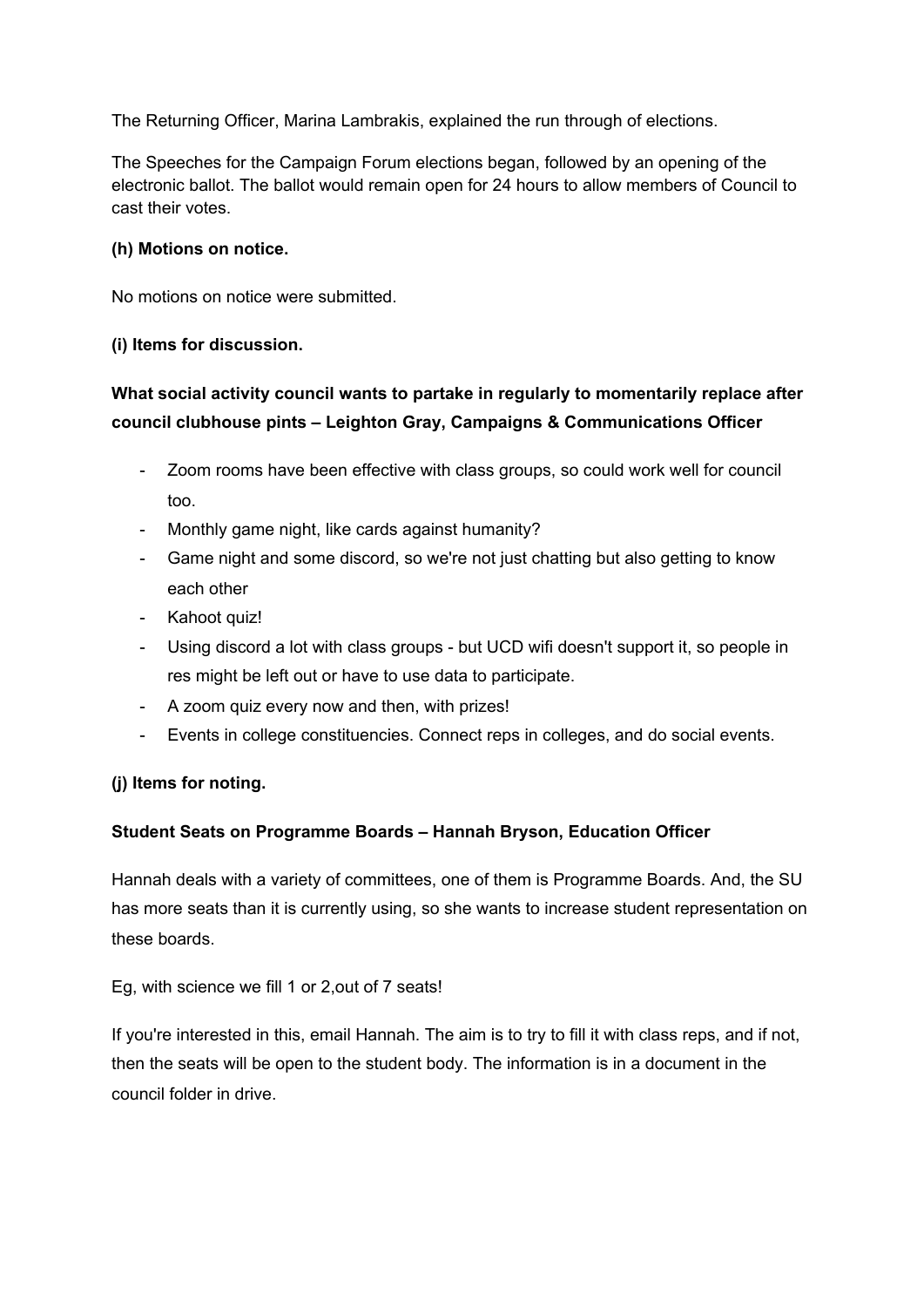The Returning Officer, Marina Lambrakis, explained the run through of elections.

The Speeches for the Campaign Forum elections began, followed by an opening of the electronic ballot. The ballot would remain open for 24 hours to allow members of Council to cast their votes.

**(h) Motions on notice.**

No motions on notice were submitted.

**(i) Items for discussion.**

**What social activity council wants to partake in regularly to momentarily replace after council clubhouse pints – Leighton Gray, Campaigns & Communications Officer**

- Zoom rooms have been effective with class groups, so could work well for council too.
- Monthly game night, like cards against humanity?
- Game night and some discord, so we're not just chatting but also getting to know each other
- Kahoot quiz!
- Using discord a lot with class groups - but UCD wifi doesn't support it, so people in res might be left out or have to use data to participate.
- A zoom quiz every now and then, with prizes!
- Events in college constituencies. Connect reps in colleges, and do social events.

**(j) Items for noting.**

**Student Seats on Programme Boards – Hannah Bryson, Education Officer**

Hannah deals with a variety of committees, one of them is Programme Boards. And, the SU has more seats than it is currently using, so she wants to increase student representation on these boards.

Eg, with science we fill 1 or 2,out of 7 seats!

If you're interested in this, email Hannah. The aim is to try to fill it with class reps, and if not, then the seats will be open to the student body. The information is in a document in the council folder in drive.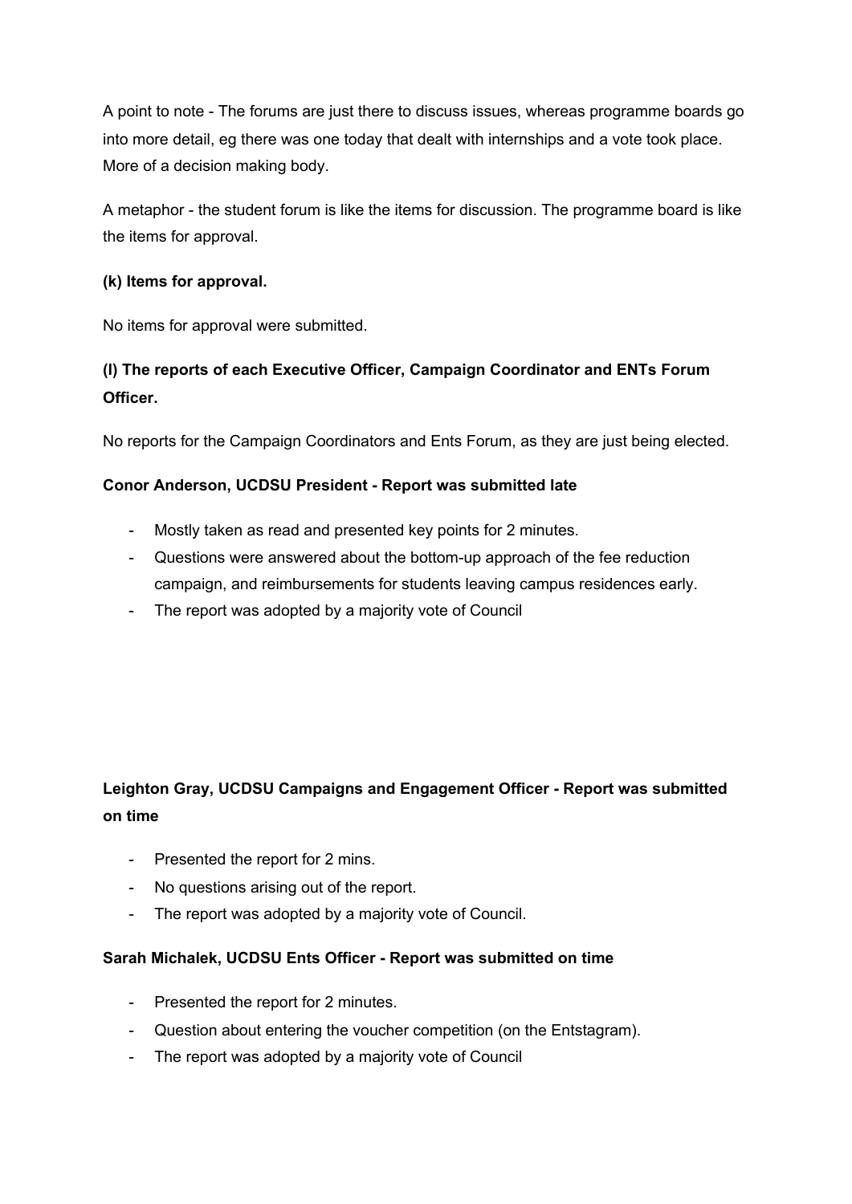A point to note - The forums are just there to discuss issues, whereas programme boards go into more detail, eg there was one today that dealt with internships and a vote took place. More of a decision making body.

A metaphor - the student forum is like the items for discussion. The programme board is like the items for approval.

**(k) Items for approval.**

No items for approval were submitted.

**(l) The reports of each Executive Officer, Campaign Coordinator and ENTs Forum Officer.**

No reports for the Campaign Coordinators and Ents Forum, as they are just being elected.

**Conor Anderson, UCDSU President - Report was submitted late**

- Mostly taken as read and presented key points for 2 minutes.
- Questions were answered about the bottom-up approach of the fee reduction campaign, and reimbursements for students leaving campus residences early.
- The report was adopted by a majority vote of Council

**Leighton Gray, UCDSU Campaigns and Engagement Officer - Report was submitted on time**

- Presented the report for 2 mins.
- No questions arising out of the report.
- The report was adopted by a majority vote of Council.

**Sarah Michalek, UCDSU Ents Officer - Report was submitted on time**

- Presented the report for 2 minutes.
- Question about entering the voucher competition (on the Entstagram).
- The report was adopted by a majority vote of Council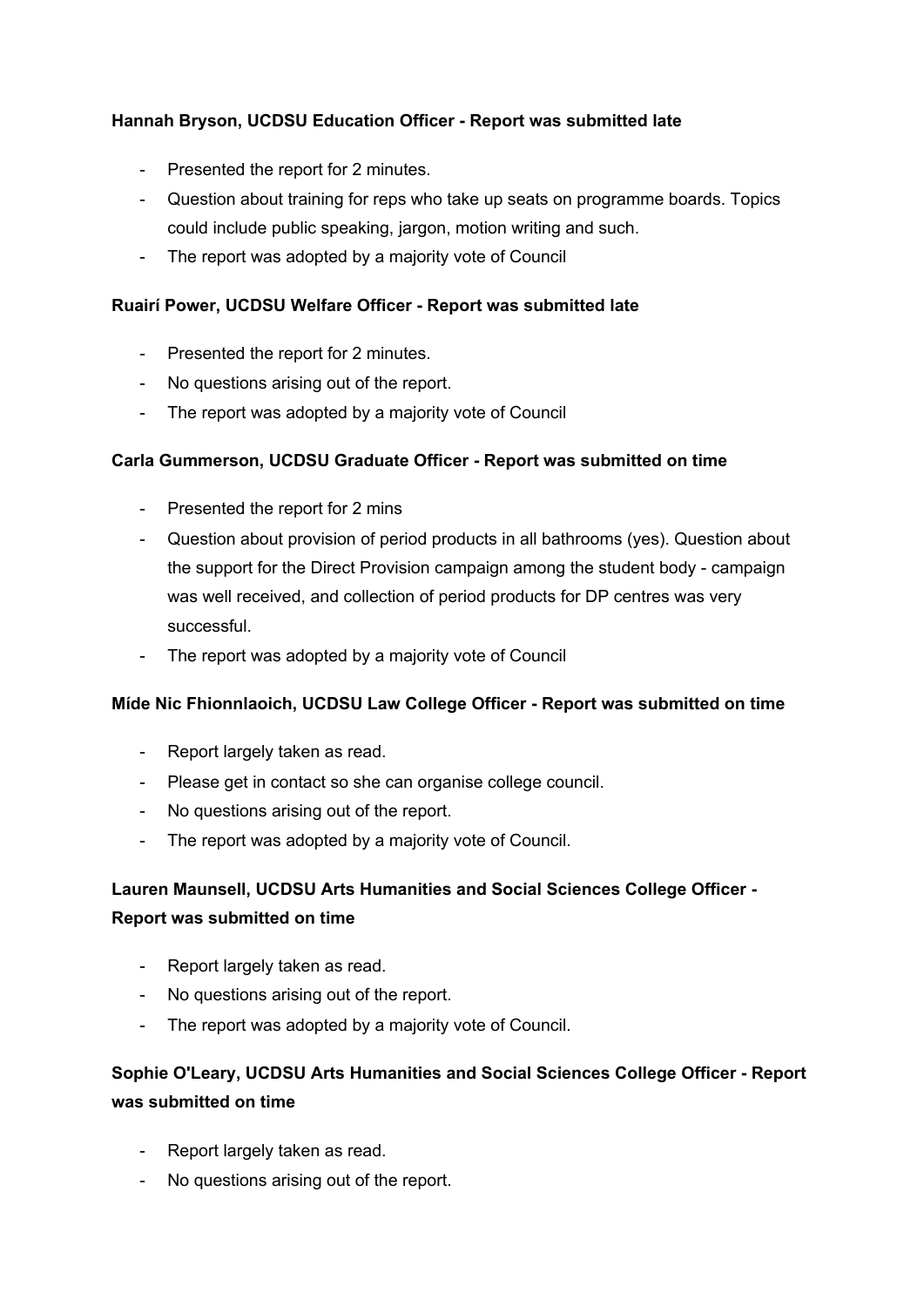**Hannah Bryson, UCDSU Education Officer - Report was submitted late**

- Presented the report for 2 minutes.
- Question about training for reps who take up seats on programme boards. Topics could include public speaking, jargon, motion writing and such.
- The report was adopted by a majority vote of Council

**Ruairí Power, UCDSU Welfare Officer - Report was submitted late**

- Presented the report for 2 minutes.
- No questions arising out of the report.
- The report was adopted by a majority vote of Council

**Carla Gummerson, UCDSU Graduate Officer - Report was submitted on time**

- Presented the report for 2 mins
- Question about provision of period products in all bathrooms (yes). Question about the support for the Direct Provision campaign among the student body - campaign was well received, and collection of period products for DP centres was very successful.
- The report was adopted by a majority vote of Council

**Míde Nic Fhionnlaoich, UCDSU Law College Officer - Report was submitted on time**

- Report largely taken as read.
- Please get in contact so she can organise college council.
- No questions arising out of the report.
- The report was adopted by a majority vote of Council.

**Lauren Maunsell, UCDSU Arts Humanities and Social Sciences College Officer - Report was submitted on time**

- Report largely taken as read.
- No questions arising out of the report.
- The report was adopted by a majority vote of Council.

**Sophie O'Leary, UCDSU Arts Humanities and Social Sciences College Officer - Report was submitted on time**

- Report largely taken as read.
- No questions arising out of the report.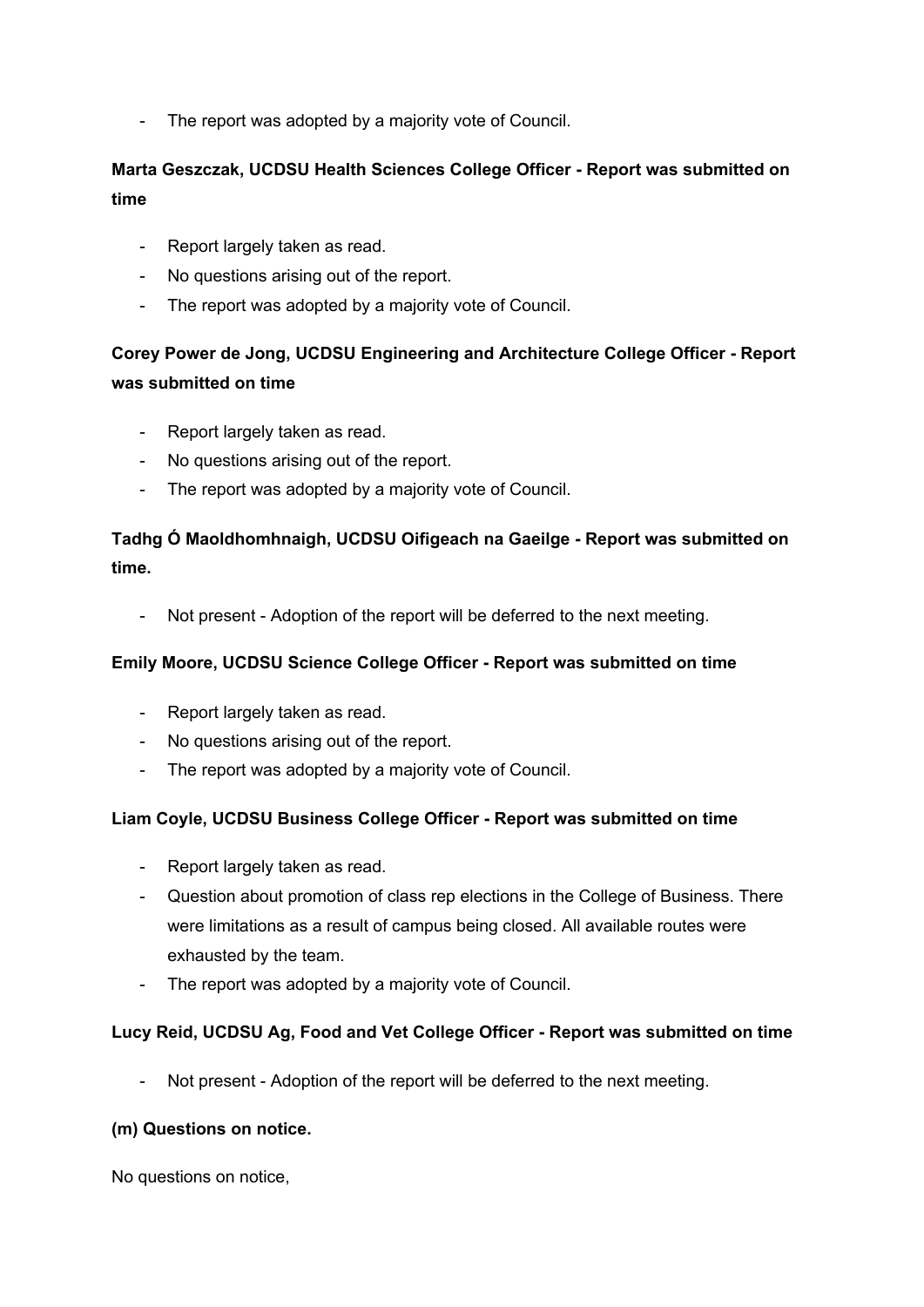- The report was adopted by a majority vote of Council.

**Marta Geszczak, UCDSU Health Sciences College Officer - Report was submitted on time**

- Report largely taken as read.
- No questions arising out of the report.
- The report was adopted by a majority vote of Council.

**Corey Power de Jong, UCDSU Engineering and Architecture College Officer - Report was submitted on time**

- Report largely taken as read.
- No questions arising out of the report.
- The report was adopted by a majority vote of Council.

**Tadhg Ó Maoldhomhnaigh, UCDSU Oifigeach na Gaeilge - Report was submitted on time.**

- Not present - Adoption of the report will be deferred to the next meeting.

**Emily Moore, UCDSU Science College Officer - Report was submitted on time**

- Report largely taken as read.
- No questions arising out of the report.
- The report was adopted by a majority vote of Council.

**Liam Coyle, UCDSU Business College Officer - Report was submitted on time**

- Report largely taken as read.
- Question about promotion of class rep elections in the College of Business. There were limitations as a result of campus being closed. All available routes were exhausted by the team.
- The report was adopted by a majority vote of Council.

**Lucy Reid, UCDSU Ag, Food and Vet College Officer - Report was submitted on time**

- Not present - Adoption of the report will be deferred to the next meeting.

**(m) Questions on notice.**

No questions on notice,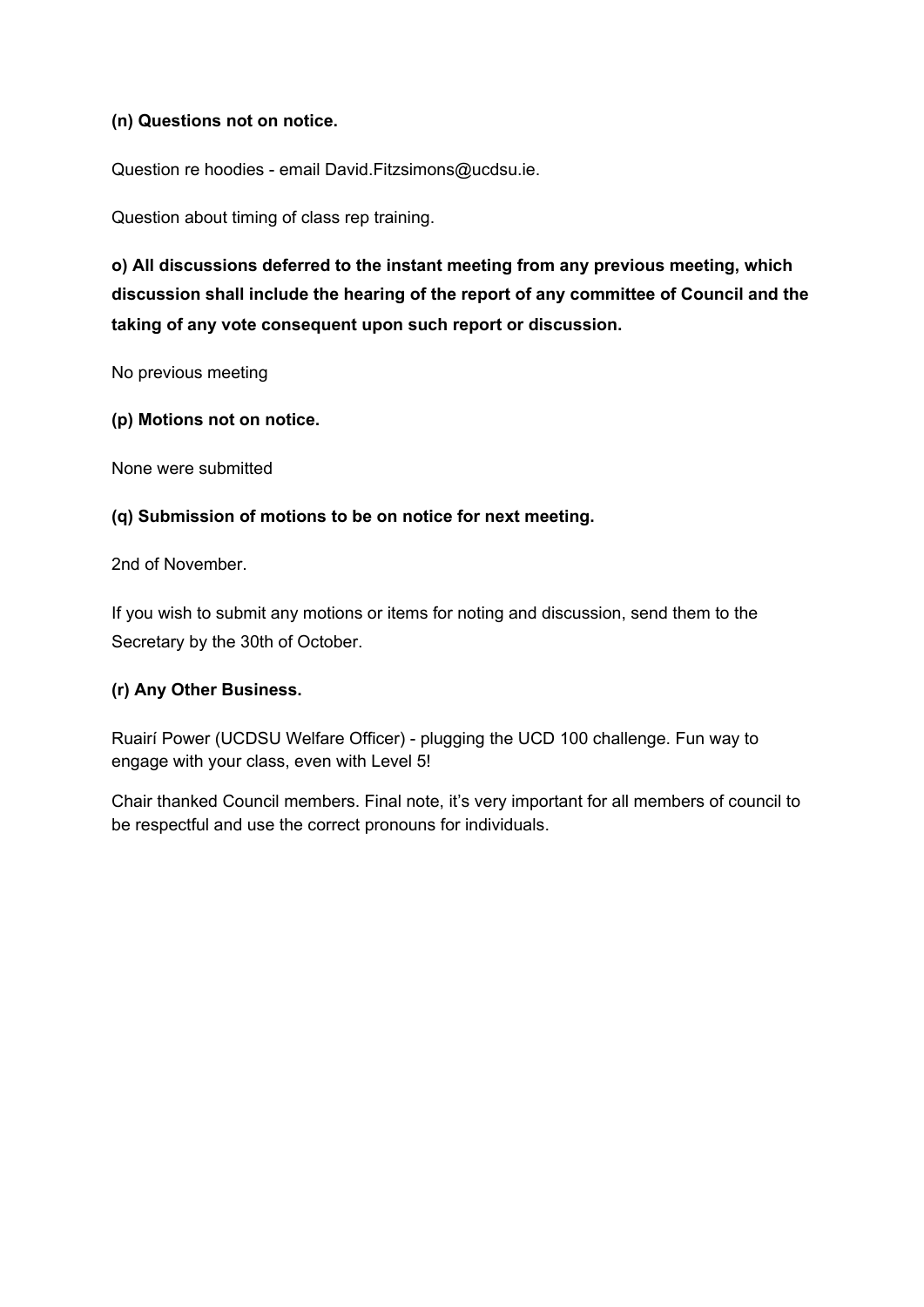**(n) Questions not on notice.**

Question re hoodies - email David.Fitzsimons@ucdsu.ie.

Question about timing of class rep training.

**o) All discussions deferred to the instant meeting from any previous meeting, which discussion shall include the hearing of the report of any committee of Council and the taking of any vote consequent upon such report or discussion.**

No previous meeting

**(p) Motions not on notice.**

None were submitted

**(q) Submission of motions to be on notice for next meeting.**

2nd of November.

If you wish to submit any motions or items for noting and discussion, send them to the Secretary by the 30th of October.

**(r) Any Other Business.**

Ruairí Power (UCDSU Welfare Officer) - plugging the UCD 100 challenge. Fun way to engage with your class, even with Level 5!

Chair thanked Council members. Final note, it's very important for all members of council to be respectful and use the correct pronouns for individuals.